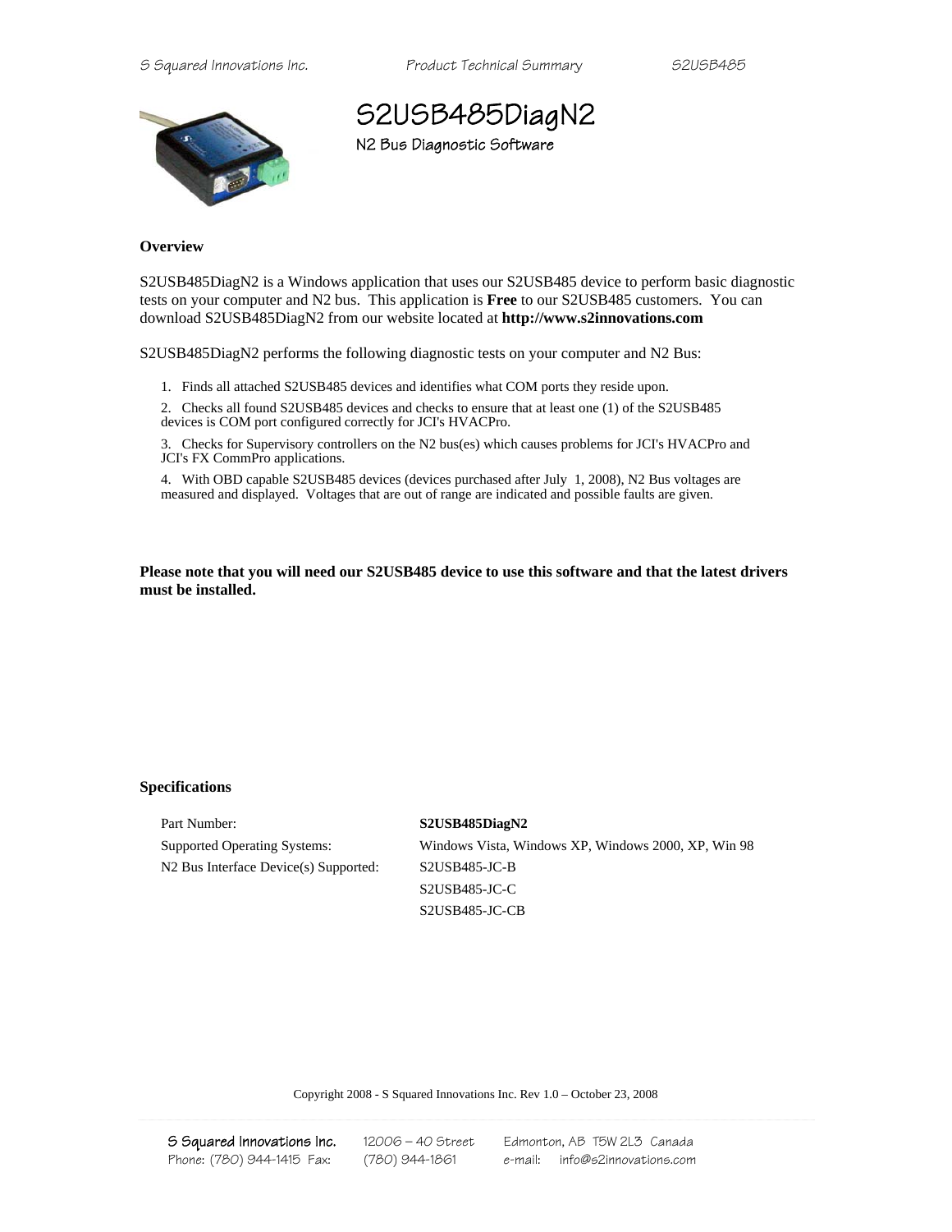# S2USB485DiagN2

## N2 Bus Diagnostic Software

**Overview**

S2USB485DiagN2 is a Windows application that uses our S2USB485 device to perform basic diagnostic tests on your computer and N2 bus. This application is **Free** to our S2USB485 customers. You can download S2USB485DiagN2 from our website located at **http://www.s2innovations.com**

S2USB485DiagN2 performs the following diagnostic tests on your computer and N2 Bus:

1. Finds all attached S2USB485 devices and identifies what COM ports they reside upon.
2. Checks all found S2USB485 devices and checks to ensure that at least one (1) of the S2USB485 devices is COM port configured correctly for JCI's HVACPro.
3. Checks for Supervisory controllers on the N2 bus(es) which causes problems for JCI's HVACPro and JCI's FX CommPro applications.
4. With OBD capable S2USB485 devices (devices purchased after July 1, 2008), N2 Bus voltages are measured and displayed. Voltages that are out of range are indicated and possible faults are given.

**Please note that you will need our S2USB485 device to use this software and that the latest drivers must be installed.**

**Specifications**

| | |
|---|---|
| Part Number: | **S2USB485DiagN2** |
| Supported Operating Systems: | Windows Vista, Windows XP, Windows 2000, XP, Win 98 |
| N2 Bus Interface Device(s) Supported: | S2USB485-JC-B |
| | S2USB485-JC-C |
| | S2USB485-JC-CB |

Copyright 2008 - S Squared Innovations Inc. Rev 1.0 – October 23, 2008

S Squared Innovations Inc. 12006 – 40 Street Edmonton, AB T5W 2L3 Canada
Phone: (780) 944-1415 Fax: (780) 944-1861 e-mail: info@s2innovations.com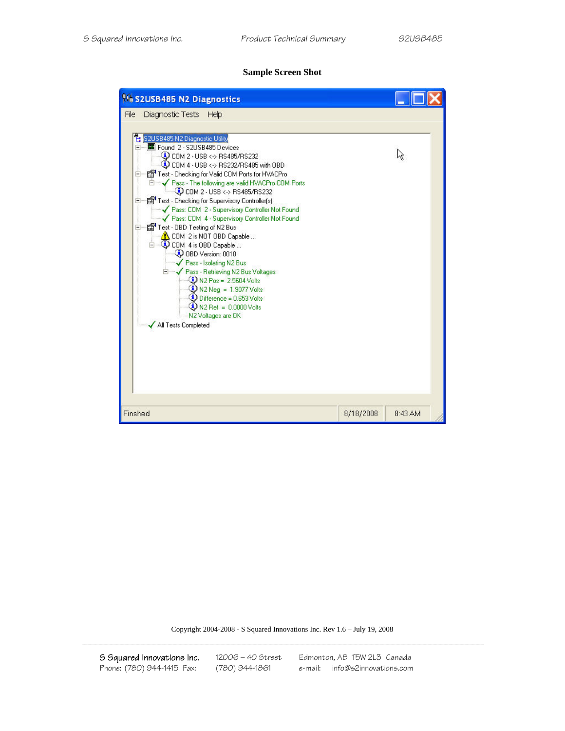## Sample Screen Shot

```
S2USB485 N2 Diagnostics
File   Diagnostic Tests   Help

S2USB485 N2 Diagnostic Utility
  Found 2 - S2USB485 Devices
    COM 2 - USB <-> RS485/RS232
    COM 4 - USB <-> RS232/RS485 with OBD
  Test - Checking for Valid COM Ports for HVACPro
    Pass - The following are valid HVACPro COM Ports
      COM 2 - USB <-> RS485/RS232
  Test - Checking for Supervisory Controller(s)
    Pass: COM 2 - Supervisory Controller Not Found
    Pass: COM 4 - Supervisory Controller Not Found
  Test - OBD Testing of N2 Bus
    COM 2 is NOT OBD Capable ...
    COM 4 is OBD Capable ...
      OBD Version: 0010
      Pass - Isolating N2 Bus
      Pass - Retrieving N2 Bus Voltages
        N2 Pos = 2.5604 Volts
        N2 Neg = 1.9077 Volts
        Difference = 0.653 Volts
        N2 Ref = 0.0000 Volts
        N2 Voltages are OK
  All Tests Completed

Finshed    8/18/2008    8:43 AM
```